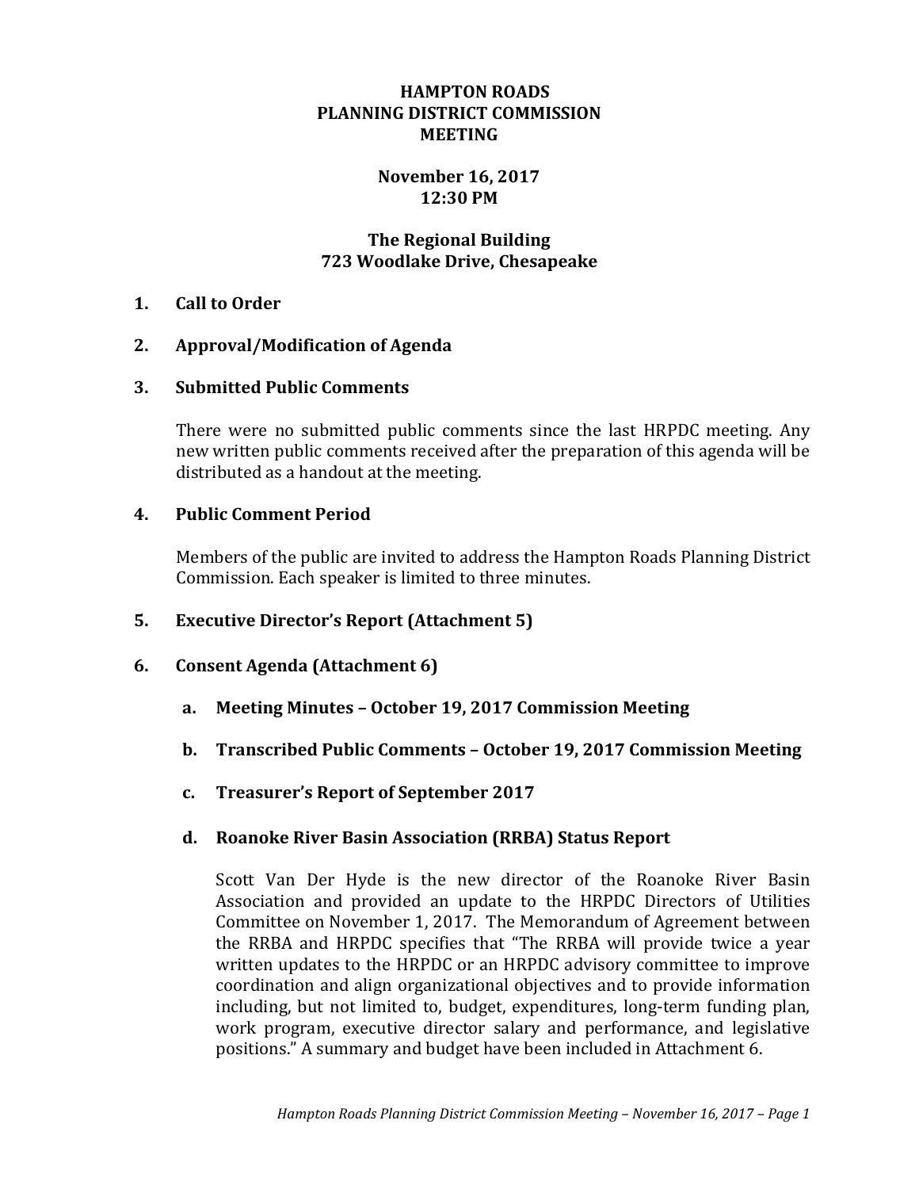# HAMPTON ROADS
# PLANNING DISTRICT COMMISSION
# MEETING

**November 16, 2017**
**12:30 PM**

**The Regional Building**
**723 Woodlake Drive, Chesapeake**

## 1. Call to Order

## 2. Approval/Modification of Agenda

## 3. Submitted Public Comments

There were no submitted public comments since the last HRPDC meeting. Any new written public comments received after the preparation of this agenda will be distributed as a handout at the meeting.

## 4. Public Comment Period

Members of the public are invited to address the Hampton Roads Planning District Commission. Each speaker is limited to three minutes.

## 5. Executive Director's Report (Attachment 5)

## 6. Consent Agenda (Attachment 6)

### a. Meeting Minutes – October 19, 2017 Commission Meeting

### b. Transcribed Public Comments – October 19, 2017 Commission Meeting

### c. Treasurer's Report of September 2017

### d. Roanoke River Basin Association (RRBA) Status Report

Scott Van Der Hyde is the new director of the Roanoke River Basin Association and provided an update to the HRPDC Directors of Utilities Committee on November 1, 2017. The Memorandum of Agreement between the RRBA and HRPDC specifies that "The RRBA will provide twice a year written updates to the HRPDC or an HRPDC advisory committee to improve coordination and align organizational objectives and to provide information including, but not limited to, budget, expenditures, long-term funding plan, work program, executive director salary and performance, and legislative positions." A summary and budget have been included in Attachment 6.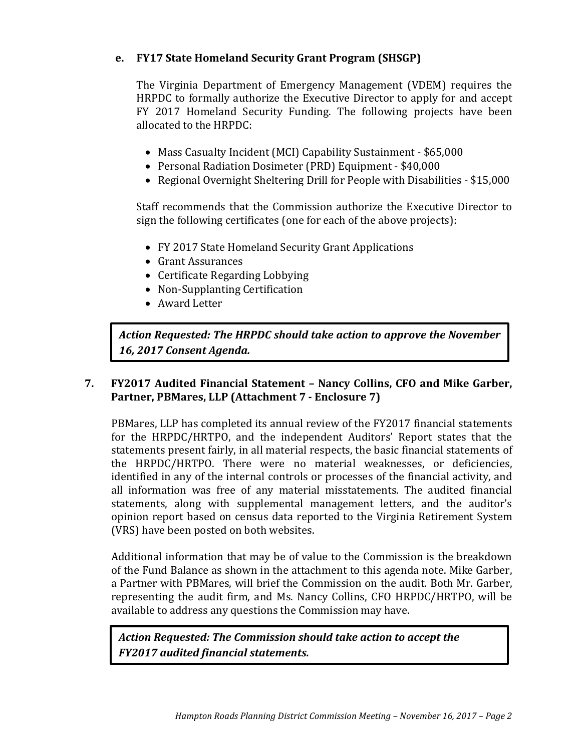**e. FY17 State Homeland Security Grant Program (SHSGP)**

The Virginia Department of Emergency Management (VDEM) requires the HRPDC to formally authorize the Executive Director to apply for and accept FY 2017 Homeland Security Funding. The following projects have been allocated to the HRPDC:

- Mass Casualty Incident (MCI) Capability Sustainment - $65,000
- Personal Radiation Dosimeter (PRD) Equipment - $40,000
- Regional Overnight Sheltering Drill for People with Disabilities - $15,000

Staff recommends that the Commission authorize the Executive Director to sign the following certificates (one for each of the above projects):

- FY 2017 State Homeland Security Grant Applications
- Grant Assurances
- Certificate Regarding Lobbying
- Non-Supplanting Certification
- Award Letter

***Action Requested: The HRPDC should take action to approve the November 16, 2017 Consent Agenda.***

**7. FY2017 Audited Financial Statement – Nancy Collins, CFO and Mike Garber, Partner, PBMares, LLP (Attachment 7 - Enclosure 7)**

PBMares, LLP has completed its annual review of the FY2017 financial statements for the HRPDC/HRTPO, and the independent Auditors' Report states that the statements present fairly, in all material respects, the basic financial statements of the HRPDC/HRTPO. There were no material weaknesses, or deficiencies, identified in any of the internal controls or processes of the financial activity, and all information was free of any material misstatements. The audited financial statements, along with supplemental management letters, and the auditor's opinion report based on census data reported to the Virginia Retirement System (VRS) have been posted on both websites.

Additional information that may be of value to the Commission is the breakdown of the Fund Balance as shown in the attachment to this agenda note. Mike Garber, a Partner with PBMares, will brief the Commission on the audit. Both Mr. Garber, representing the audit firm, and Ms. Nancy Collins, CFO HRPDC/HRTPO, will be available to address any questions the Commission may have.

***Action Requested: The Commission should take action to accept the FY2017 audited financial statements.***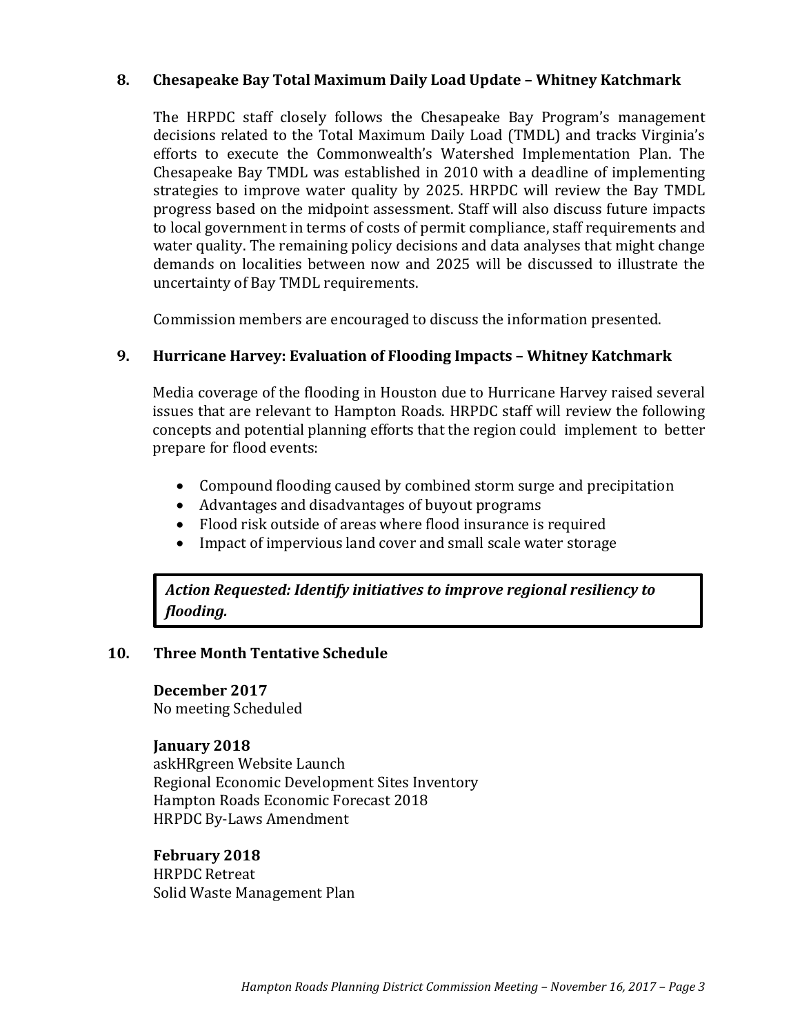## 8. Chesapeake Bay Total Maximum Daily Load Update – Whitney Katchmark

The HRPDC staff closely follows the Chesapeake Bay Program's management decisions related to the Total Maximum Daily Load (TMDL) and tracks Virginia's efforts to execute the Commonwealth's Watershed Implementation Plan. The Chesapeake Bay TMDL was established in 2010 with a deadline of implementing strategies to improve water quality by 2025. HRPDC will review the Bay TMDL progress based on the midpoint assessment. Staff will also discuss future impacts to local government in terms of costs of permit compliance, staff requirements and water quality. The remaining policy decisions and data analyses that might change demands on localities between now and 2025 will be discussed to illustrate the uncertainty of Bay TMDL requirements.

Commission members are encouraged to discuss the information presented.

## 9. Hurricane Harvey: Evaluation of Flooding Impacts – Whitney Katchmark

Media coverage of the flooding in Houston due to Hurricane Harvey raised several issues that are relevant to Hampton Roads. HRPDC staff will review the following concepts and potential planning efforts that the region could implement to better prepare for flood events:

- Compound flooding caused by combined storm surge and precipitation
- Advantages and disadvantages of buyout programs
- Flood risk outside of areas where flood insurance is required
- Impact of impervious land cover and small scale water storage

***Action Requested: Identify initiatives to improve regional resiliency to flooding.***

## 10. Three Month Tentative Schedule

**December 2017**
No meeting Scheduled

**January 2018**
askHRgreen Website Launch
Regional Economic Development Sites Inventory
Hampton Roads Economic Forecast 2018
HRPDC By-Laws Amendment

**February 2018**
HRPDC Retreat
Solid Waste Management Plan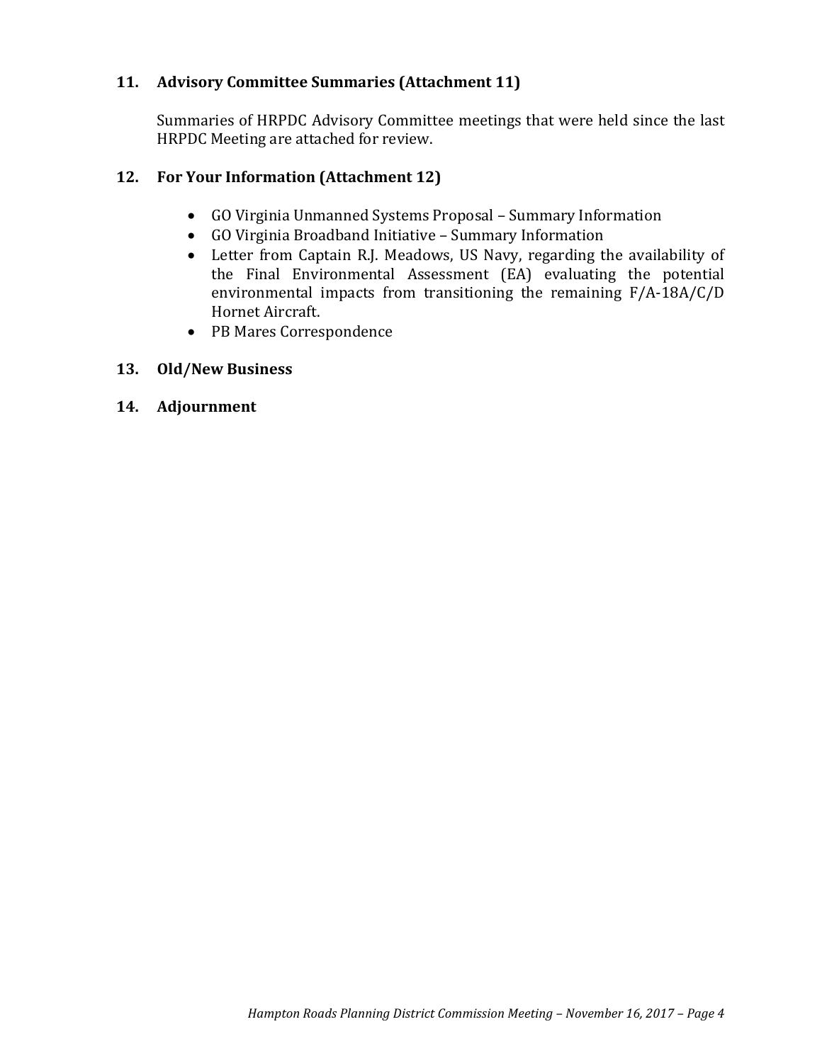## 11. Advisory Committee Summaries (Attachment 11)

Summaries of HRPDC Advisory Committee meetings that were held since the last HRPDC Meeting are attached for review.

## 12. For Your Information (Attachment 12)

- GO Virginia Unmanned Systems Proposal – Summary Information
- GO Virginia Broadband Initiative – Summary Information
- Letter from Captain R.J. Meadows, US Navy, regarding the availability of the Final Environmental Assessment (EA) evaluating the potential environmental impacts from transitioning the remaining F/A-18A/C/D Hornet Aircraft.
- PB Mares Correspondence

## 13. Old/New Business

## 14. Adjournment